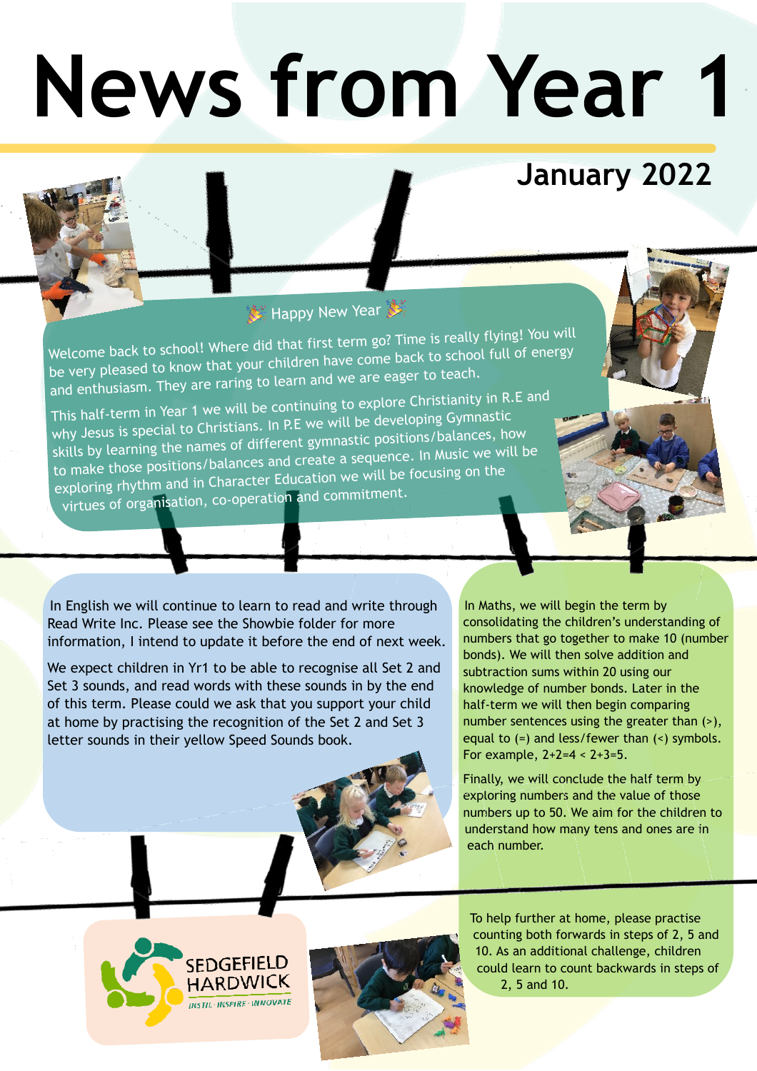# News from Year 1

## January 2022

🎉 Happy New Year 🎉

Welcome back to school! Where did that first term go? Time is really flying! You will be very pleased to know that your children have come back to school full of energy and enthusiasm. They are raring to learn and we are eager to teach.

This half-term in Year 1 we will be continuing to explore Christianity in R.E and why Jesus is special to Christians. In P.E we will be developing Gymnastic skills by learning the names of different gymnastic positions/balances, how to make those positions/balances and create a sequence. In Music we will be exploring rhythm and in Character Education we will be focusing on the virtues of organisation, co-operation and commitment.

In English we will continue to learn to read and write through Read Write Inc. Please see the Showbie folder for more information, I intend to update it before the end of next week.

We expect children in Yr1 to be able to recognise all Set 2 and Set 3 sounds, and read words with these sounds in by the end of this term. Please could we ask that you support your child at home by practising the recognition of the Set 2 and Set 3 letter sounds in their yellow Speed Sounds book.

In Maths, we will begin the term by consolidating the children's understanding of numbers that go together to make 10 (number bonds). We will then solve addition and subtraction sums within 20 using our knowledge of number bonds. Later in the half-term we will then begin comparing number sentences using the greater than (>), equal to (=) and less/fewer than (<) symbols. For example, $2+2=4 < 2+3=5$.

Finally, we will conclude the half term by exploring numbers and the value of those numbers up to 50. We aim for the children to understand how many tens and ones are in each number.

To help further at home, please practise counting both forwards in steps of 2, 5 and 10. As an additional challenge, children could learn to count backwards in steps of 2, 5 and 10.

SEDGEFIELD HARDWICK
INSTIL · INSPIRE · INNOVATE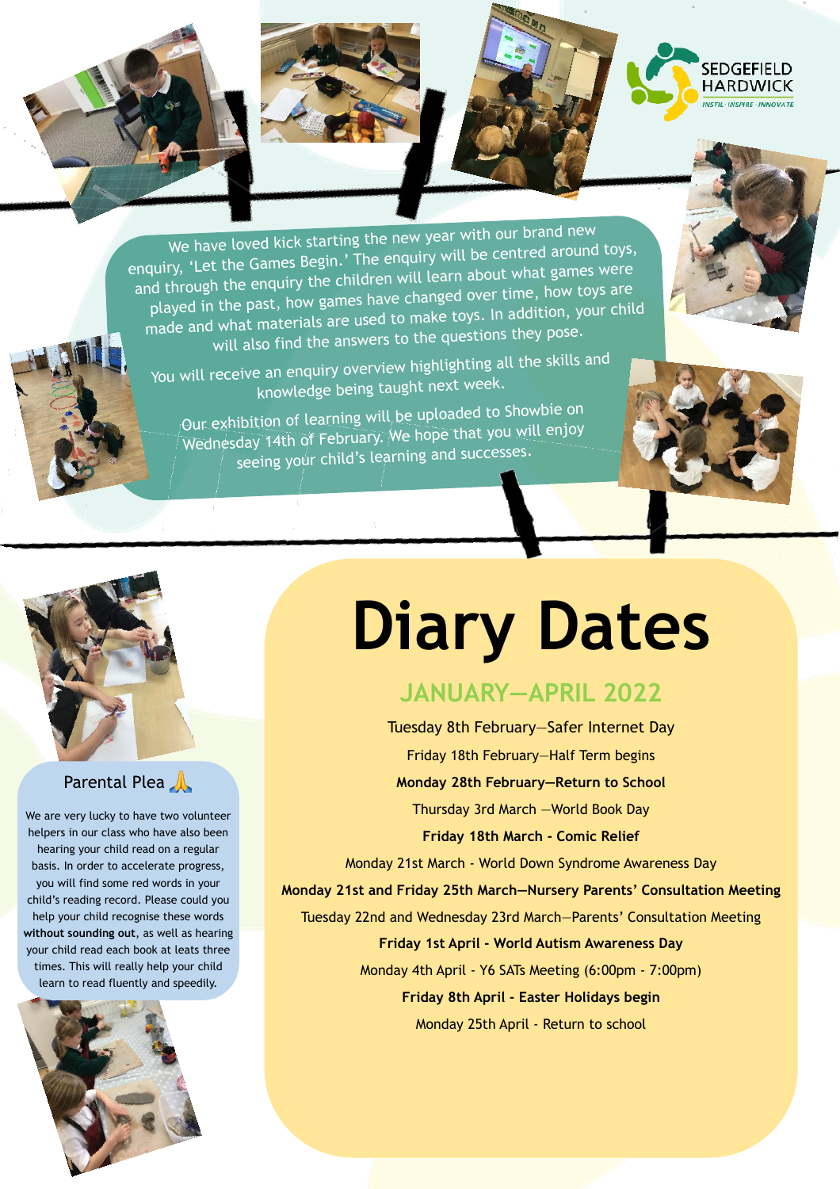SEDGEFIELD HARDWICK

INSTIL · INSPIRE · INNOVATE

We have loved kick starting the new year with our brand new enquiry, 'Let the Games Begin.' The enquiry will be centred around toys, and through the enquiry the children will learn about what games were played in the past, how games have changed over time, how toys are made and what materials are used to make toys. In addition, your child will also find the answers to the questions they pose.

You will receive an enquiry overview highlighting all the skills and knowledge being taught next week.

Our exhibition of learning will be uploaded to Showbie on Wednesday 14th of February. We hope that you will enjoy seeing your child's learning and successes.

## Parental Plea 🙏

We are very lucky to have two volunteer helpers in our class who have also been hearing your child read on a regular basis. In order to accelerate progress, you will find some red words in your child's reading record. Please could you help your child recognise these words **without sounding out**, as well as hearing your child read each book at leats three times. This will really help your child learn to read fluently and speedily.

# Diary Dates

## JANUARY—APRIL 2022

Tuesday 8th February—Safer Internet Day

Friday 18th February—Half Term begins

**Monday 28th February—Return to School**

Thursday 3rd March —World Book Day

**Friday 18th March - Comic Relief**

Monday 21st March - World Down Syndrome Awareness Day

**Monday 21st and Friday 25th March—Nursery Parents' Consultation Meeting**

Tuesday 22nd and Wednesday 23rd March—Parents' Consultation Meeting

**Friday 1st April - World Autism Awareness Day**

Monday 4th April - Y6 SATs Meeting (6:00pm - 7:00pm)

**Friday 8th April - Easter Holidays begin**

Monday 25th April - Return to school